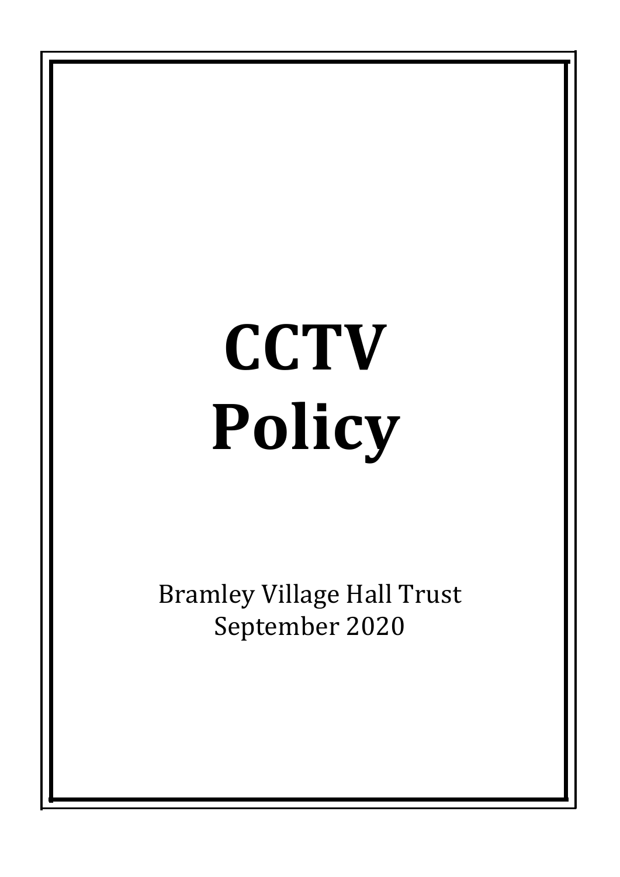# CCTV Policy

Bramley Village Hall Trust
September 2020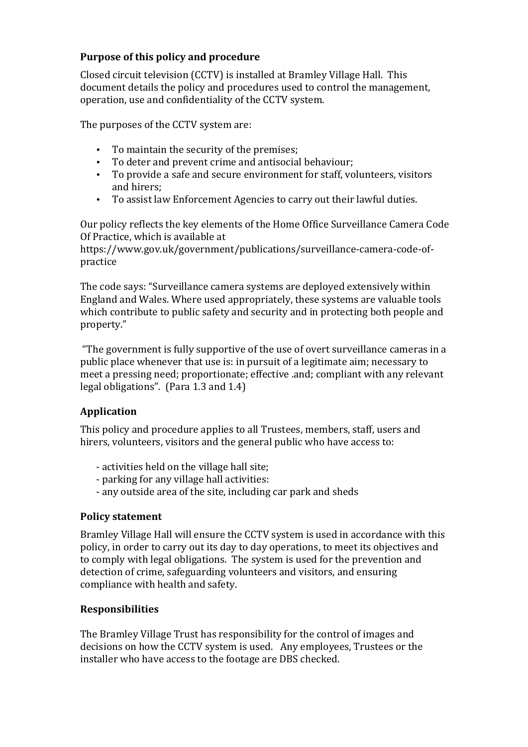**Purpose of this policy and procedure**

Closed circuit television (CCTV) is installed at Bramley Village Hall. This document details the policy and procedures used to control the management, operation, use and confidentiality of the CCTV system.

The purposes of the CCTV system are:

- To maintain the security of the premises;
- To deter and prevent crime and antisocial behaviour;
- To provide a safe and secure environment for staff, volunteers, visitors and hirers;
- To assist law Enforcement Agencies to carry out their lawful duties.

Our policy reflects the key elements of the Home Office Surveillance Camera Code Of Practice, which is available at https://www.gov.uk/government/publications/surveillance-camera-code-of-practice

The code says: "Surveillance camera systems are deployed extensively within England and Wales. Where used appropriately, these systems are valuable tools which contribute to public safety and security and in protecting both people and property."

"The government is fully supportive of the use of overt surveillance cameras in a public place whenever that use is: in pursuit of a legitimate aim; necessary to meet a pressing need; proportionate; effective .and; compliant with any relevant legal obligations". (Para 1.3 and 1.4)

## Application

This policy and procedure applies to all Trustees, members, staff, users and hirers, volunteers, visitors and the general public who have access to:

- activities held on the village hall site;
- parking for any village hall activities:
- any outside area of the site, including car park and sheds

## Policy statement

Bramley Village Hall will ensure the CCTV system is used in accordance with this policy, in order to carry out its day to day operations, to meet its objectives and to comply with legal obligations. The system is used for the prevention and detection of crime, safeguarding volunteers and visitors, and ensuring compliance with health and safety.

## Responsibilities

The Bramley Village Trust has responsibility for the control of images and decisions on how the CCTV system is used. Any employees, Trustees or the installer who have access to the footage are DBS checked.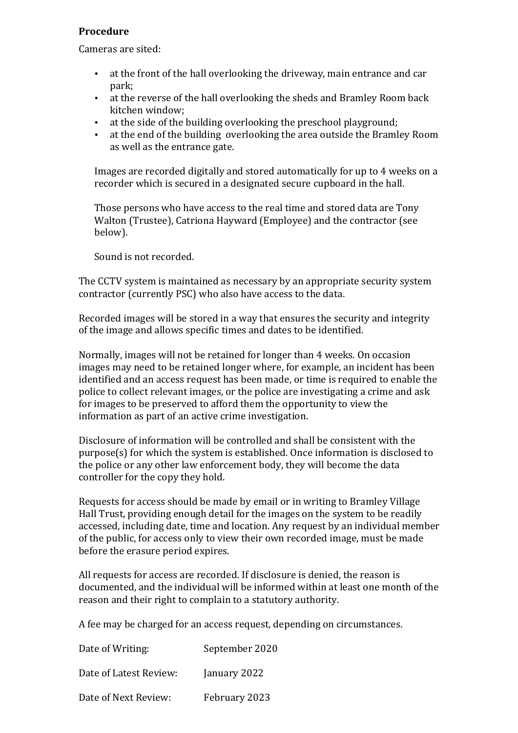**Procedure**

Cameras are sited:

- at the front of the hall overlooking the driveway, main entrance and car park;
- at the reverse of the hall overlooking the sheds and Bramley Room back kitchen window;
- at the side of the building overlooking the preschool playground;
- at the end of the building overlooking the area outside the Bramley Room as well as the entrance gate.

Images are recorded digitally and stored automatically for up to 4 weeks on a recorder which is secured in a designated secure cupboard in the hall.

Those persons who have access to the real time and stored data are Tony Walton (Trustee), Catriona Hayward (Employee) and the contractor (see below).

Sound is not recorded.

The CCTV system is maintained as necessary by an appropriate security system contractor (currently PSC) who also have access to the data.

Recorded images will be stored in a way that ensures the security and integrity of the image and allows specific times and dates to be identified.

Normally, images will not be retained for longer than 4 weeks. On occasion images may need to be retained longer where, for example, an incident has been identified and an access request has been made, or time is required to enable the police to collect relevant images, or the police are investigating a crime and ask for images to be preserved to afford them the opportunity to view the information as part of an active crime investigation.

Disclosure of information will be controlled and shall be consistent with the purpose(s) for which the system is established. Once information is disclosed to the police or any other law enforcement body, they will become the data controller for the copy they hold.

Requests for access should be made by email or in writing to Bramley Village Hall Trust, providing enough detail for the images on the system to be readily accessed, including date, time and location. Any request by an individual member of the public, for access only to view their own recorded image, must be made before the erasure period expires.

All requests for access are recorded. If disclosure is denied, the reason is documented, and the individual will be informed within at least one month of the reason and their right to complain to a statutory authority.

A fee may be charged for an access request, depending on circumstances.

| | |
|---|---|
| Date of Writing: | September 2020 |
| Date of Latest Review: | January 2022 |
| Date of Next Review: | February 2023 |